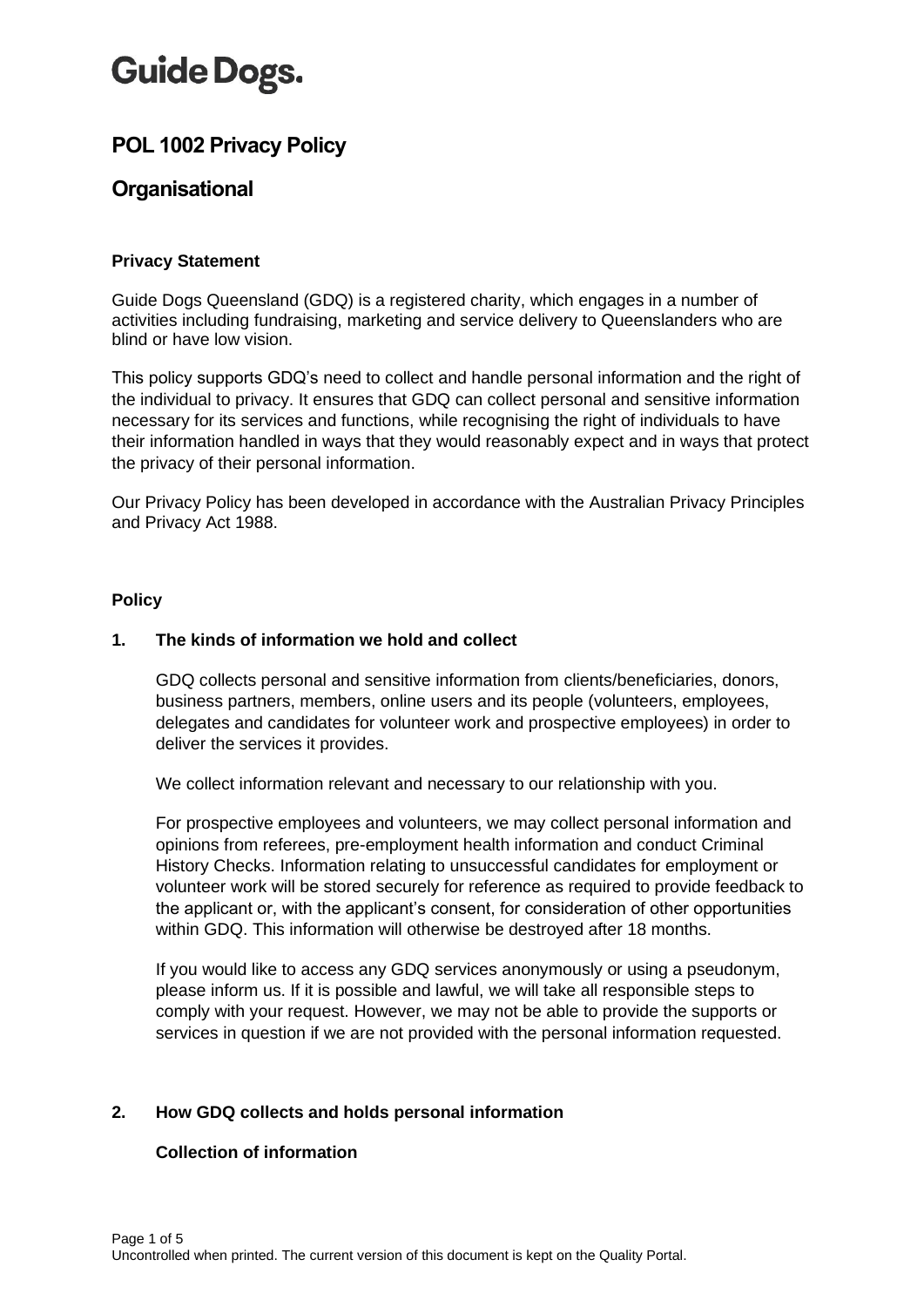# Guide Dogs.

## POL 1002 Privacy Policy

## Organisational

### Privacy Statement

Guide Dogs Queensland (GDQ) is a registered charity, which engages in a number of activities including fundraising, marketing and service delivery to Queenslanders who are blind or have low vision.

This policy supports GDQ's need to collect and handle personal information and the right of the individual to privacy. It ensures that GDQ can collect personal and sensitive information necessary for its services and functions, while recognising the right of individuals to have their information handled in ways that they would reasonably expect and in ways that protect the privacy of their personal information.

Our Privacy Policy has been developed in accordance with the Australian Privacy Principles and Privacy Act 1988.

### Policy

#### 1. The kinds of information we hold and collect

GDQ collects personal and sensitive information from clients/beneficiaries, donors, business partners, members, online users and its people (volunteers, employees, delegates and candidates for volunteer work and prospective employees) in order to deliver the services it provides.

We collect information relevant and necessary to our relationship with you.

For prospective employees and volunteers, we may collect personal information and opinions from referees, pre-employment health information and conduct Criminal History Checks. Information relating to unsuccessful candidates for employment or volunteer work will be stored securely for reference as required to provide feedback to the applicant or, with the applicant's consent, for consideration of other opportunities within GDQ. This information will otherwise be destroyed after 18 months.

If you would like to access any GDQ services anonymously or using a pseudonym, please inform us. If it is possible and lawful, we will take all responsible steps to comply with your request. However, we may not be able to provide the supports or services in question if we are not provided with the personal information requested.

#### 2. How GDQ collects and holds personal information

**Collection of information**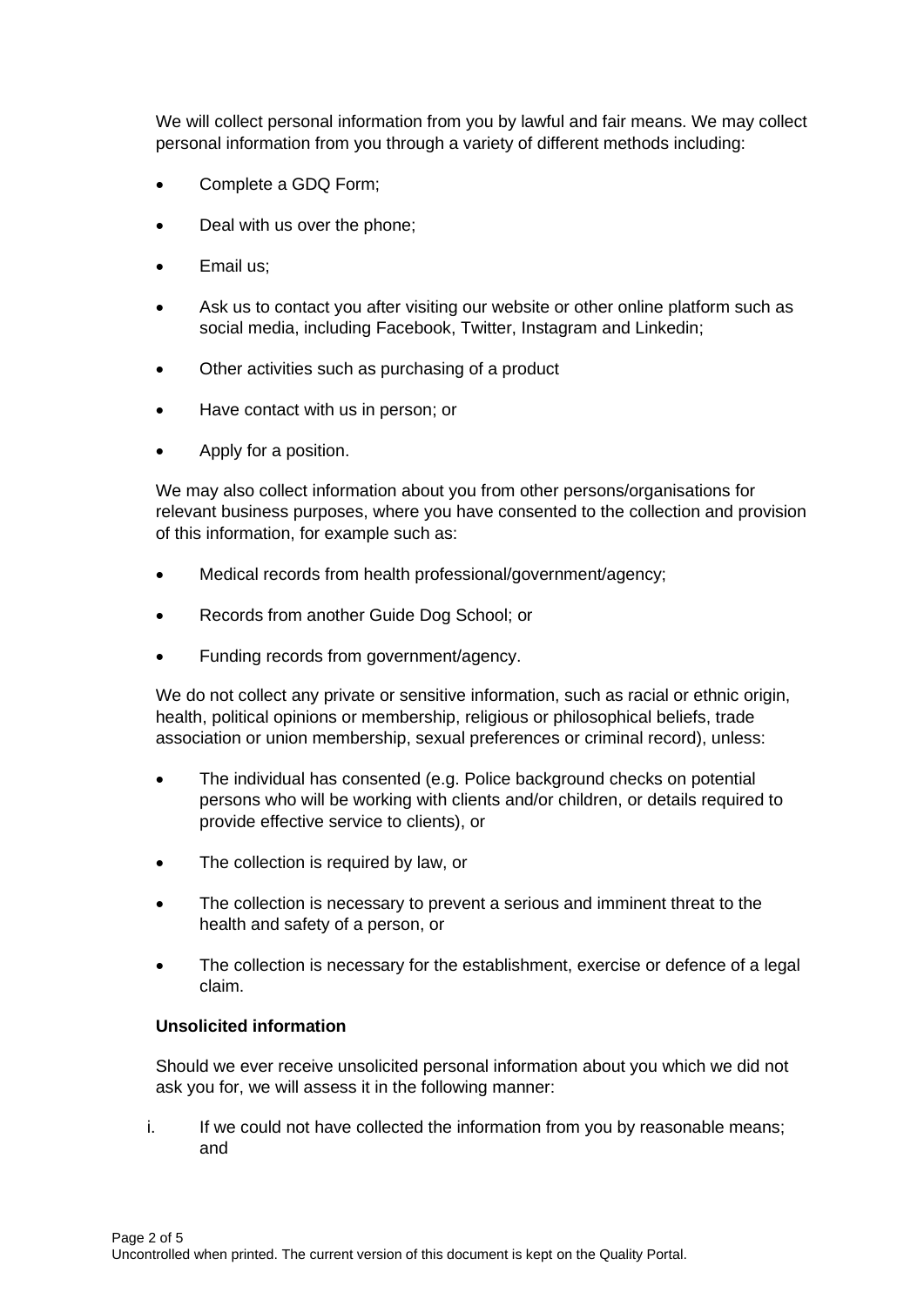We will collect personal information from you by lawful and fair means. We may collect personal information from you through a variety of different methods including:

- Complete a GDQ Form;
- Deal with us over the phone;
- Email us;
- Ask us to contact you after visiting our website or other online platform such as social media, including Facebook, Twitter, Instagram and Linkedin;
- Other activities such as purchasing of a product
- Have contact with us in person; or
- Apply for a position.

We may also collect information about you from other persons/organisations for relevant business purposes, where you have consented to the collection and provision of this information, for example such as:

- Medical records from health professional/government/agency;
- Records from another Guide Dog School; or
- Funding records from government/agency.

We do not collect any private or sensitive information, such as racial or ethnic origin, health, political opinions or membership, religious or philosophical beliefs, trade association or union membership, sexual preferences or criminal record), unless:

- The individual has consented (e.g. Police background checks on potential persons who will be working with clients and/or children, or details required to provide effective service to clients), or
- The collection is required by law, or
- The collection is necessary to prevent a serious and imminent threat to the health and safety of a person, or
- The collection is necessary for the establishment, exercise or defence of a legal claim.

**Unsolicited information**

Should we ever receive unsolicited personal information about you which we did not ask you for, we will assess it in the following manner:

i. If we could not have collected the information from you by reasonable means; and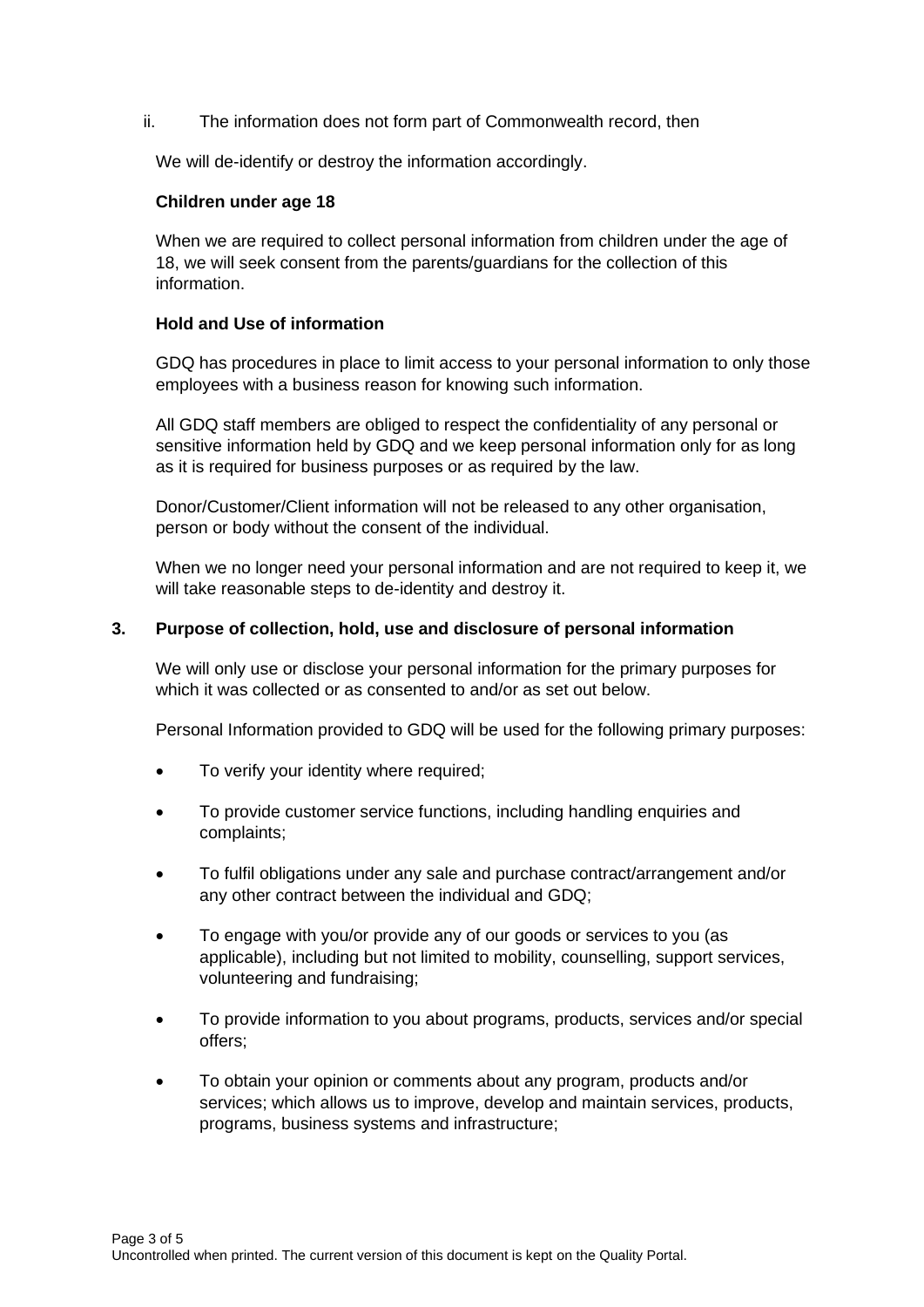ii. The information does not form part of Commonwealth record, then

We will de-identify or destroy the information accordingly.

**Children under age 18**

When we are required to collect personal information from children under the age of 18, we will seek consent from the parents/guardians for the collection of this information.

**Hold and Use of information**

GDQ has procedures in place to limit access to your personal information to only those employees with a business reason for knowing such information.

All GDQ staff members are obliged to respect the confidentiality of any personal or sensitive information held by GDQ and we keep personal information only for as long as it is required for business purposes or as required by the law.

Donor/Customer/Client information will not be released to any other organisation, person or body without the consent of the individual.

When we no longer need your personal information and are not required to keep it, we will take reasonable steps to de-identity and destroy it.

## 3. Purpose of collection, hold, use and disclosure of personal information

We will only use or disclose your personal information for the primary purposes for which it was collected or as consented to and/or as set out below.

Personal Information provided to GDQ will be used for the following primary purposes:

- To verify your identity where required;
- To provide customer service functions, including handling enquiries and complaints;
- To fulfil obligations under any sale and purchase contract/arrangement and/or any other contract between the individual and GDQ;
- To engage with you/or provide any of our goods or services to you (as applicable), including but not limited to mobility, counselling, support services, volunteering and fundraising;
- To provide information to you about programs, products, services and/or special offers;
- To obtain your opinion or comments about any program, products and/or services; which allows us to improve, develop and maintain services, products, programs, business systems and infrastructure;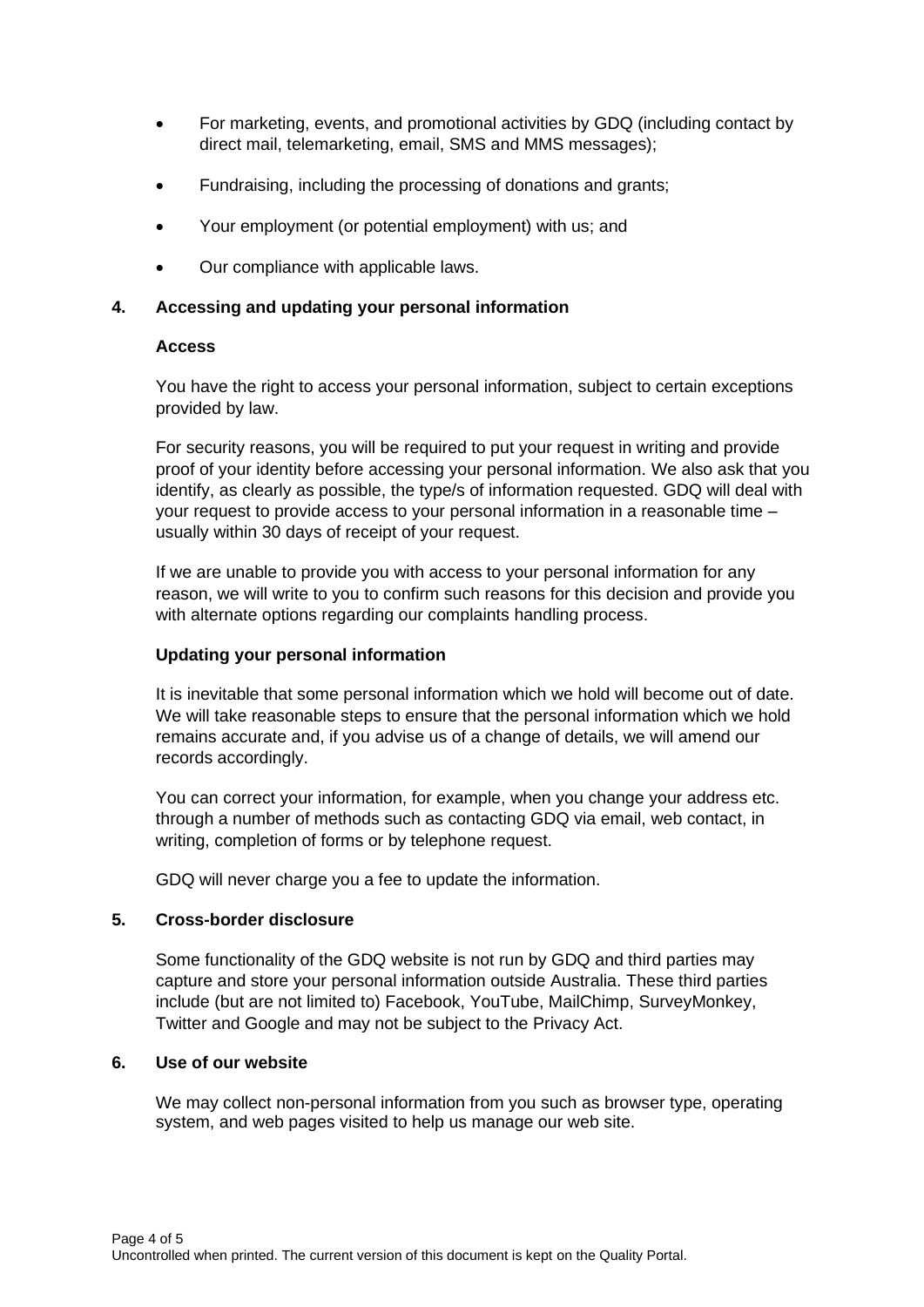- For marketing, events, and promotional activities by GDQ (including contact by direct mail, telemarketing, email, SMS and MMS messages);
- Fundraising, including the processing of donations and grants;
- Your employment (or potential employment) with us; and
- Our compliance with applicable laws.

## 4. Accessing and updating your personal information

### Access

You have the right to access your personal information, subject to certain exceptions provided by law.

For security reasons, you will be required to put your request in writing and provide proof of your identity before accessing your personal information. We also ask that you identify, as clearly as possible, the type/s of information requested. GDQ will deal with your request to provide access to your personal information in a reasonable time – usually within 30 days of receipt of your request.

If we are unable to provide you with access to your personal information for any reason, we will write to you to confirm such reasons for this decision and provide you with alternate options regarding our complaints handling process.

### Updating your personal information

It is inevitable that some personal information which we hold will become out of date. We will take reasonable steps to ensure that the personal information which we hold remains accurate and, if you advise us of a change of details, we will amend our records accordingly.

You can correct your information, for example, when you change your address etc. through a number of methods such as contacting GDQ via email, web contact, in writing, completion of forms or by telephone request.

GDQ will never charge you a fee to update the information.

## 5. Cross-border disclosure

Some functionality of the GDQ website is not run by GDQ and third parties may capture and store your personal information outside Australia. These third parties include (but are not limited to) Facebook, YouTube, MailChimp, SurveyMonkey, Twitter and Google and may not be subject to the Privacy Act.

## 6. Use of our website

We may collect non-personal information from you such as browser type, operating system, and web pages visited to help us manage our web site.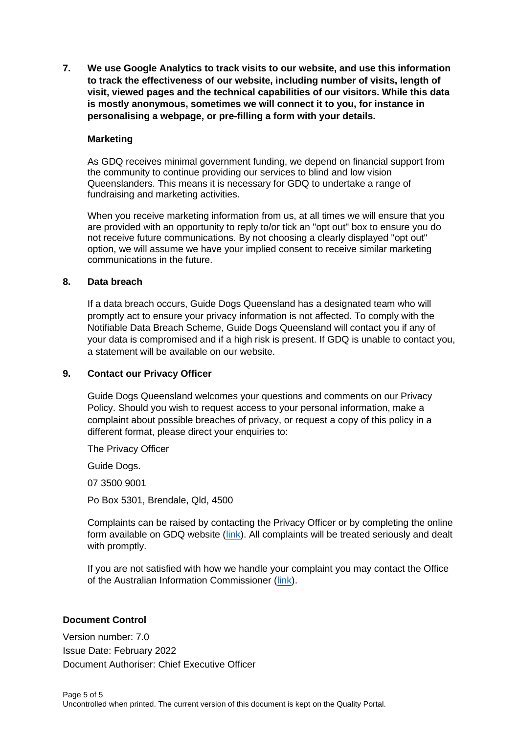**7. We use Google Analytics to track visits to our website, and use this information to track the effectiveness of our website, including number of visits, length of visit, viewed pages and the technical capabilities of our visitors. While this data is mostly anonymous, sometimes we will connect it to you, for instance in personalising a webpage, or pre-filling a form with your details.**

**Marketing**

As GDQ receives minimal government funding, we depend on financial support from the community to continue providing our services to blind and low vision Queenslanders. This means it is necessary for GDQ to undertake a range of fundraising and marketing activities.

When you receive marketing information from us, at all times we will ensure that you are provided with an opportunity to reply to/or tick an "opt out" box to ensure you do not receive future communications. By not choosing a clearly displayed "opt out" option, we will assume we have your implied consent to receive similar marketing communications in the future.

## 8. Data breach

If a data breach occurs, Guide Dogs Queensland has a designated team who will promptly act to ensure your privacy information is not affected. To comply with the Notifiable Data Breach Scheme, Guide Dogs Queensland will contact you if any of your data is compromised and if a high risk is present. If GDQ is unable to contact you, a statement will be available on our website.

## 9. Contact our Privacy Officer

Guide Dogs Queensland welcomes your questions and comments on our Privacy Policy. Should you wish to request access to your personal information, make a complaint about possible breaches of privacy, or request a copy of this policy in a different format, please direct your enquiries to:

The Privacy Officer

Guide Dogs.

07 3500 9001

Po Box 5301, Brendale, Qld, 4500

Complaints can be raised by contacting the Privacy Officer or by completing the online form available on GDQ website (link). All complaints will be treated seriously and dealt with promptly.

If you are not satisfied with how we handle your complaint you may contact the Office of the Australian Information Commissioner (link).

**Document Control**

Version number: 7.0
Issue Date: February 2022
Document Authoriser: Chief Executive Officer

Uncontrolled when printed. The current version of this document is kept on the Quality Portal.